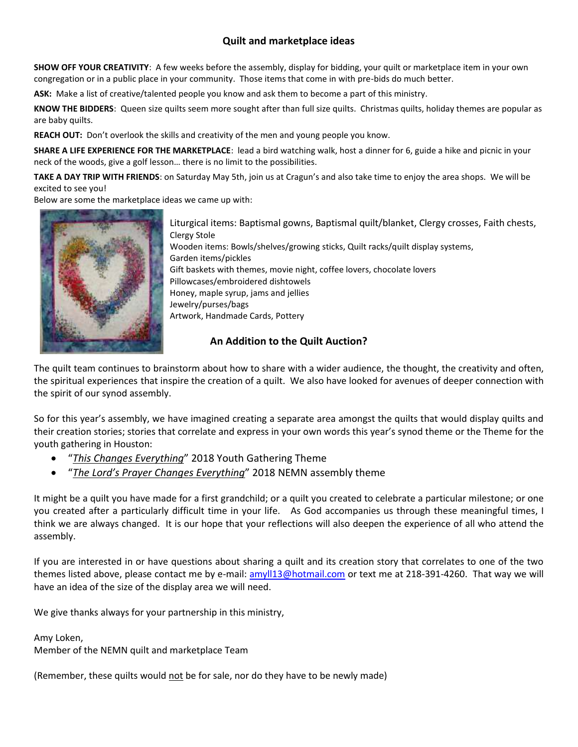## Quilt and marketplace ideas

**SHOW OFF YOUR CREATIVITY**: A few weeks before the assembly, display for bidding, your quilt or marketplace item in your own congregation or in a public place in your community. Those items that come in with pre-bids do much better.

**ASK:** Make a list of creative/talented people you know and ask them to become a part of this ministry.

**KNOW THE BIDDERS**: Queen size quilts seem more sought after than full size quilts. Christmas quilts, holiday themes are popular as are baby quilts.

**REACH OUT:** Don't overlook the skills and creativity of the men and young people you know.

**SHARE A LIFE EXPERIENCE FOR THE MARKETPLACE**: lead a bird watching walk, host a dinner for 6, guide a hike and picnic in your neck of the woods, give a golf lesson… there is no limit to the possibilities.

**TAKE A DAY TRIP WITH FRIENDS**: on Saturday May 5th, join us at Cragun's and also take time to enjoy the area shops. We will be excited to see you!

Below are some the marketplace ideas we came up with:

Liturgical items: Baptismal gowns, Baptismal quilt/blanket, Clergy crosses, Faith chests, Clergy Stole
Wooden items: Bowls/shelves/growing sticks, Quilt racks/quilt display systems, Garden items/pickles
Gift baskets with themes, movie night, coffee lovers, chocolate lovers
Pillowcases/embroidered dishtowels
Honey, maple syrup, jams and jellies
Jewelry/purses/bags
Artwork, Handmade Cards, Pottery

### An Addition to the Quilt Auction?

The quilt team continues to brainstorm about how to share with a wider audience, the thought, the creativity and often, the spiritual experiences that inspire the creation of a quilt. We also have looked for avenues of deeper connection with the spirit of our synod assembly.

So for this year's assembly, we have imagined creating a separate area amongst the quilts that would display quilts and their creation stories; stories that correlate and express in your own words this year's synod theme or the Theme for the youth gathering in Houston:

- "*This Changes Everything*" 2018 Youth Gathering Theme
- "*The Lord's Prayer Changes Everything*" 2018 NEMN assembly theme

It might be a quilt you have made for a first grandchild; or a quilt you created to celebrate a particular milestone; or one you created after a particularly difficult time in your life. As God accompanies us through these meaningful times, I think we are always changed. It is our hope that your reflections will also deepen the experience of all who attend the assembly.

If you are interested in or have questions about sharing a quilt and its creation story that correlates to one of the two themes listed above, please contact me by e-mail: amyll13@hotmail.com or text me at 218-391-4260. That way we will have an idea of the size of the display area we will need.

We give thanks always for your partnership in this ministry,

Amy Loken,
Member of the NEMN quilt and marketplace Team

(Remember, these quilts would not be for sale, nor do they have to be newly made)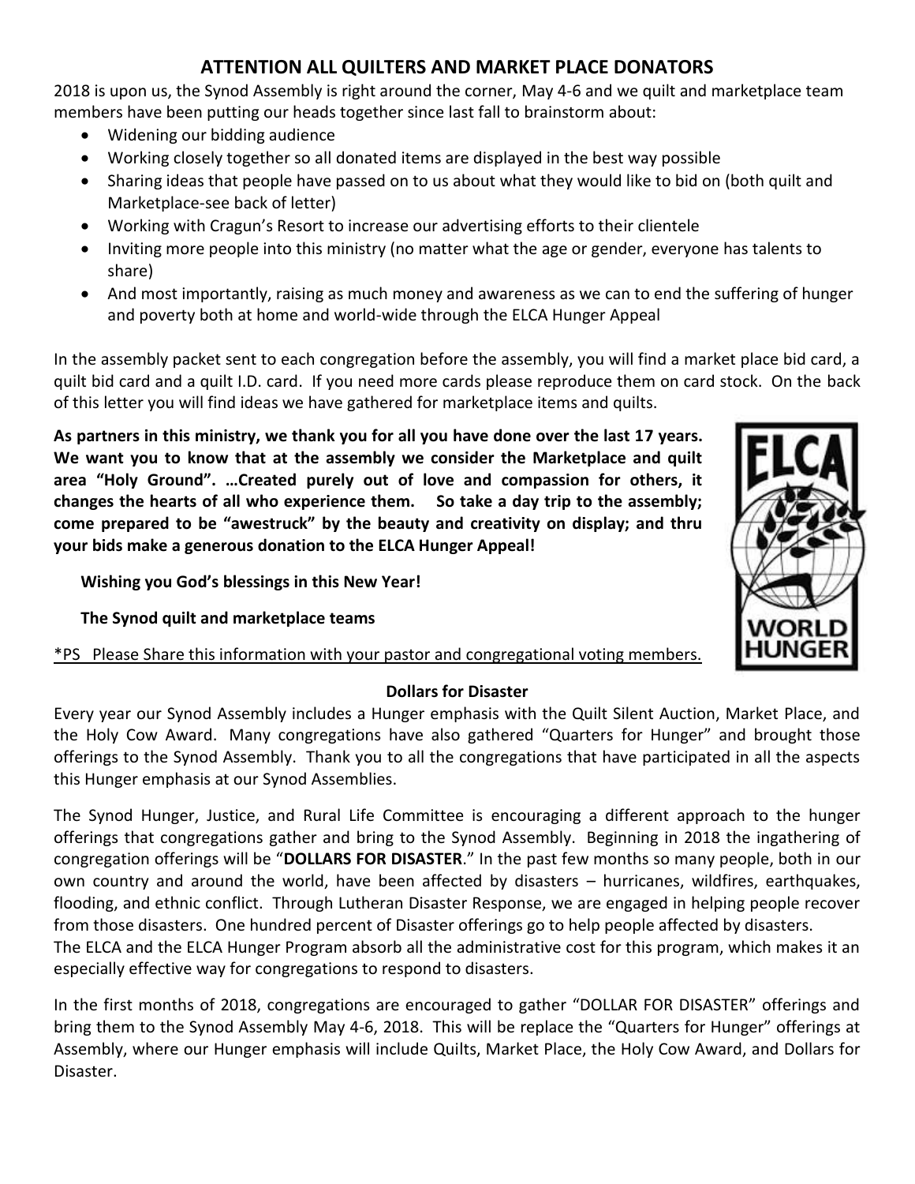## ATTENTION ALL QUILTERS AND MARKET PLACE DONATORS

2018 is upon us, the Synod Assembly is right around the corner, May 4-6 and we quilt and marketplace team members have been putting our heads together since last fall to brainstorm about:

- Widening our bidding audience
- Working closely together so all donated items are displayed in the best way possible
- Sharing ideas that people have passed on to us about what they would like to bid on (both quilt and Marketplace-see back of letter)
- Working with Cragun's Resort to increase our advertising efforts to their clientele
- Inviting more people into this ministry (no matter what the age or gender, everyone has talents to share)
- And most importantly, raising as much money and awareness as we can to end the suffering of hunger and poverty both at home and world-wide through the ELCA Hunger Appeal

In the assembly packet sent to each congregation before the assembly, you will find a market place bid card, a quilt bid card and a quilt I.D. card. If you need more cards please reproduce them on card stock. On the back of this letter you will find ideas we have gathered for marketplace items and quilts.

**As partners in this ministry, we thank you for all you have done over the last 17 years. We want you to know that at the assembly we consider the Marketplace and quilt area "Holy Ground". …Created purely out of love and compassion for others, it changes the hearts of all who experience them. So take a day trip to the assembly; come prepared to be "awestruck" by the beauty and creativity on display; and thru your bids make a generous donation to the ELCA Hunger Appeal!**

**Wishing you God's blessings in this New Year!**

**The Synod quilt and marketplace teams**

*PS Please Share this information with your pastor and congregational voting members.

ELCA WORLD HUNGER

### Dollars for Disaster

Every year our Synod Assembly includes a Hunger emphasis with the Quilt Silent Auction, Market Place, and the Holy Cow Award. Many congregations have also gathered "Quarters for Hunger" and brought those offerings to the Synod Assembly. Thank you to all the congregations that have participated in all the aspects this Hunger emphasis at our Synod Assemblies.

The Synod Hunger, Justice, and Rural Life Committee is encouraging a different approach to the hunger offerings that congregations gather and bring to the Synod Assembly. Beginning in 2018 the ingathering of congregation offerings will be "**DOLLARS FOR DISASTER**." In the past few months so many people, both in our own country and around the world, have been affected by disasters – hurricanes, wildfires, earthquakes, flooding, and ethnic conflict. Through Lutheran Disaster Response, we are engaged in helping people recover from those disasters. One hundred percent of Disaster offerings go to help people affected by disasters. The ELCA and the ELCA Hunger Program absorb all the administrative cost for this program, which makes it an especially effective way for congregations to respond to disasters.

In the first months of 2018, congregations are encouraged to gather "DOLLAR FOR DISASTER" offerings and bring them to the Synod Assembly May 4-6, 2018. This will be replace the "Quarters for Hunger" offerings at Assembly, where our Hunger emphasis will include Quilts, Market Place, the Holy Cow Award, and Dollars for Disaster.